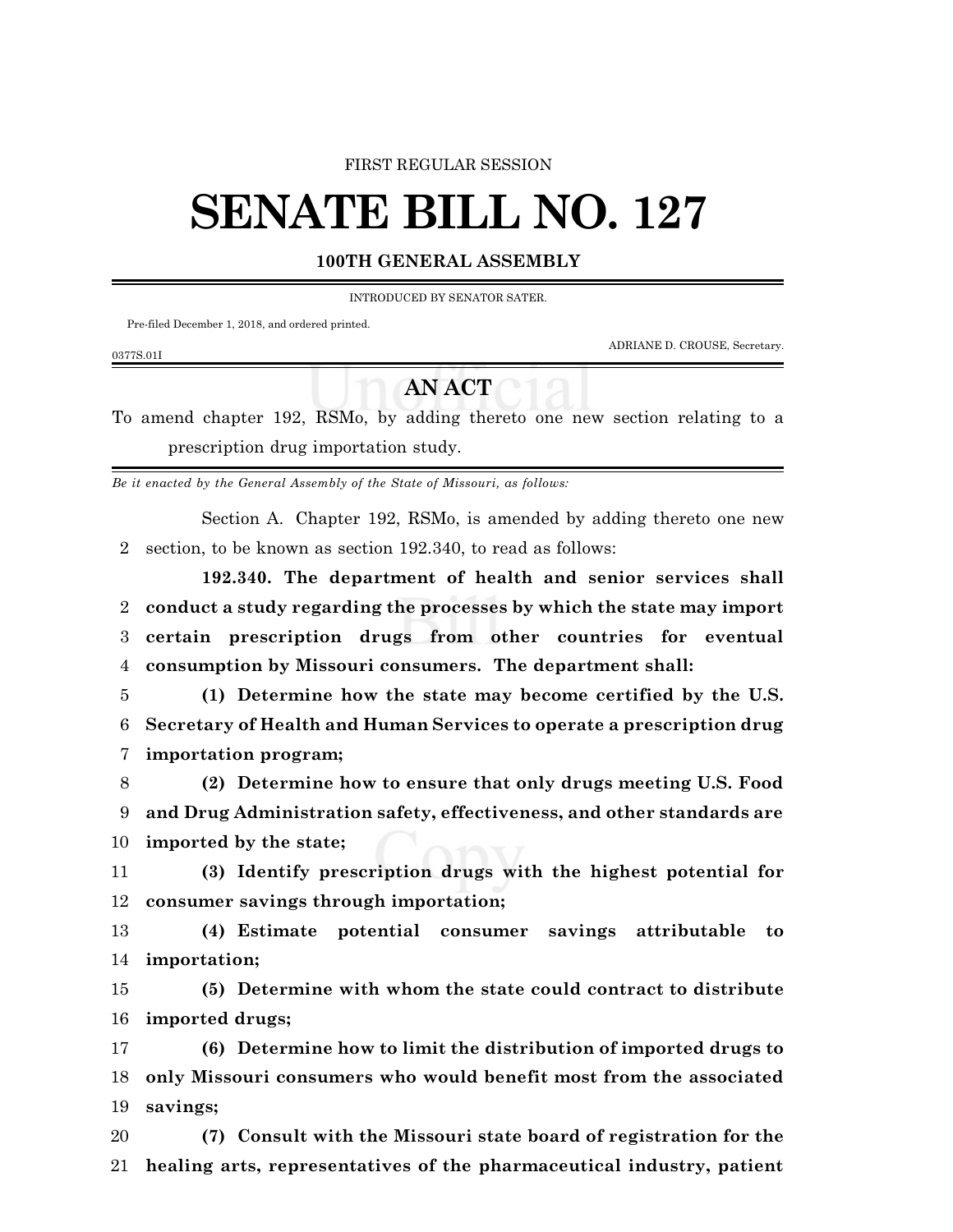FIRST REGULAR SESSION

# SENATE BILL NO. 127

**100TH GENERAL ASSEMBLY**

INTRODUCED BY SENATOR SATER.

Pre-filed December 1, 2018, and ordered printed.

ADRIANE D. CROUSE, Secretary.

0377S.01I

## AN ACT

To amend chapter 192, RSMo, by adding thereto one new section relating to a prescription drug importation study.

*Be it enacted by the General Assembly of the State of Missouri, as follows:*

Section A. Chapter 192, RSMo, is amended by adding thereto one new section, to be known as section 192.340, to read as follows:

**192.340. The department of health and senior services shall conduct a study regarding the processes by which the state may import certain prescription drugs from other countries for eventual consumption by Missouri consumers. The department shall:**

**(1) Determine how the state may become certified by the U.S. Secretary of Health and Human Services to operate a prescription drug importation program;**

**(2) Determine how to ensure that only drugs meeting U.S. Food and Drug Administration safety, effectiveness, and other standards are imported by the state;**

**(3) Identify prescription drugs with the highest potential for consumer savings through importation;**

**(4) Estimate potential consumer savings attributable to importation;**

**(5) Determine with whom the state could contract to distribute imported drugs;**

**(6) Determine how to limit the distribution of imported drugs to only Missouri consumers who would benefit most from the associated savings;**

**(7) Consult with the Missouri state board of registration for the healing arts, representatives of the pharmaceutical industry, patient**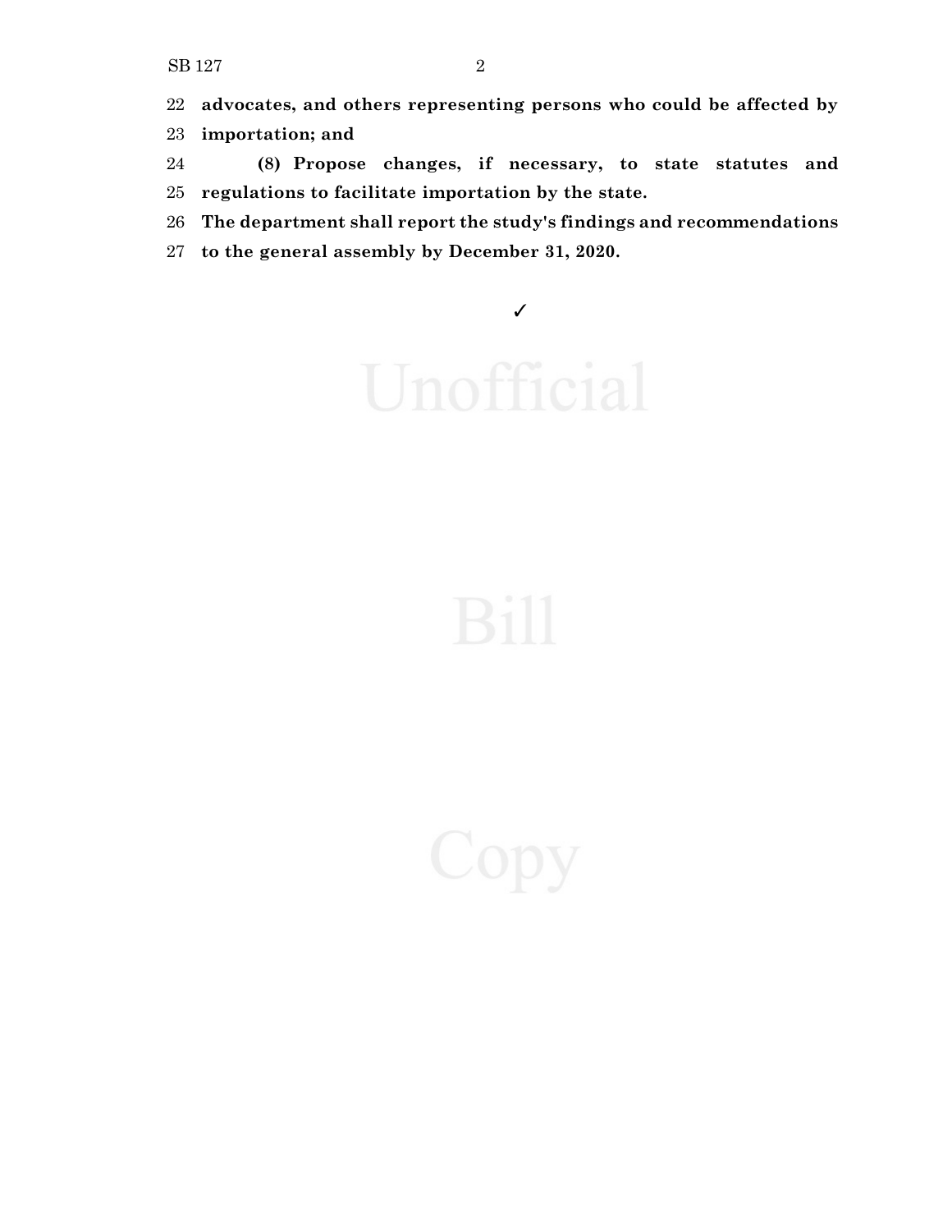**advocates, and others representing persons who could be affected by importation; and**

**(8) Propose changes, if necessary, to state statutes and regulations to facilitate importation by the state.**

**The department shall report the study's findings and recommendations to the general assembly by December 31, 2020.**

✓